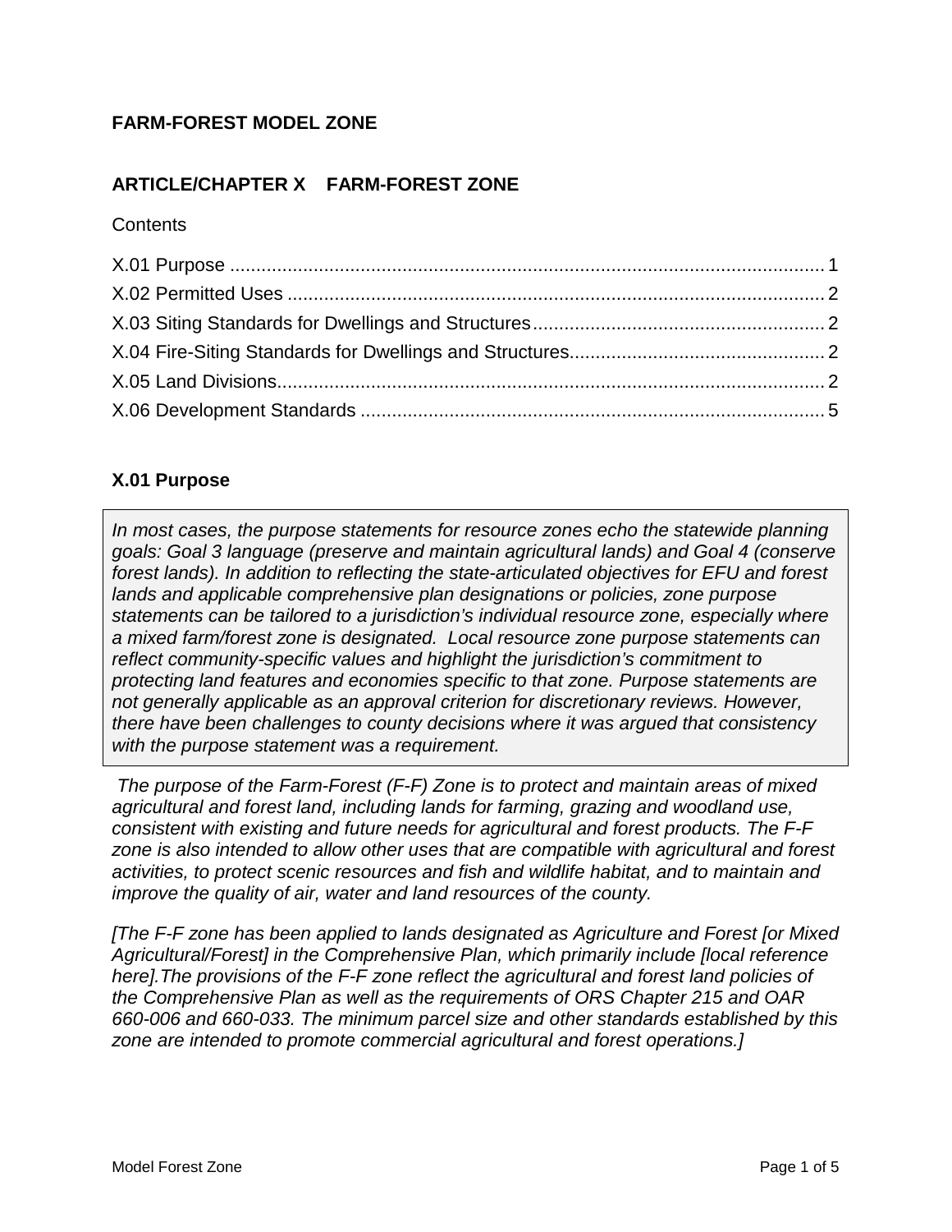**FARM-FOREST MODEL ZONE**

## ARTICLE/CHAPTER X FARM-FOREST ZONE

Contents

X.01 Purpose .................................................................................................................. 1
X.02 Permitted Uses ....................................................................................................... 2
X.03 Siting Standards for Dwellings and Structures........................................................ 2
X.04 Fire-Siting Standards for Dwellings and Structures................................................. 2
X.05 Land Divisions.......................................................................................................... 2
X.06 Development Standards ......................................................................................... 5

### X.01 Purpose

> *In most cases, the purpose statements for resource zones echo the statewide planning goals: Goal 3 language (preserve and maintain agricultural lands) and Goal 4 (conserve forest lands). In addition to reflecting the state-articulated objectives for EFU and forest lands and applicable comprehensive plan designations or policies, zone purpose statements can be tailored to a jurisdiction's individual resource zone, especially where a mixed farm/forest zone is designated. Local resource zone purpose statements can reflect community-specific values and highlight the jurisdiction's commitment to protecting land features and economies specific to that zone. Purpose statements are not generally applicable as an approval criterion for discretionary reviews. However, there have been challenges to county decisions where it was argued that consistency with the purpose statement was a requirement.*

*The purpose of the Farm-Forest (F-F) Zone is to protect and maintain areas of mixed agricultural and forest land, including lands for farming, grazing and woodland use, consistent with existing and future needs for agricultural and forest products. The F-F zone is also intended to allow other uses that are compatible with agricultural and forest activities, to protect scenic resources and fish and wildlife habitat, and to maintain and improve the quality of air, water and land resources of the county.*

*[The F-F zone has been applied to lands designated as Agriculture and Forest [or Mixed Agricultural/Forest] in the Comprehensive Plan, which primarily include [local reference here].The provisions of the F-F zone reflect the agricultural and forest land policies of the Comprehensive Plan as well as the requirements of ORS Chapter 215 and OAR 660-006 and 660-033. The minimum parcel size and other standards established by this zone are intended to promote commercial agricultural and forest operations.]*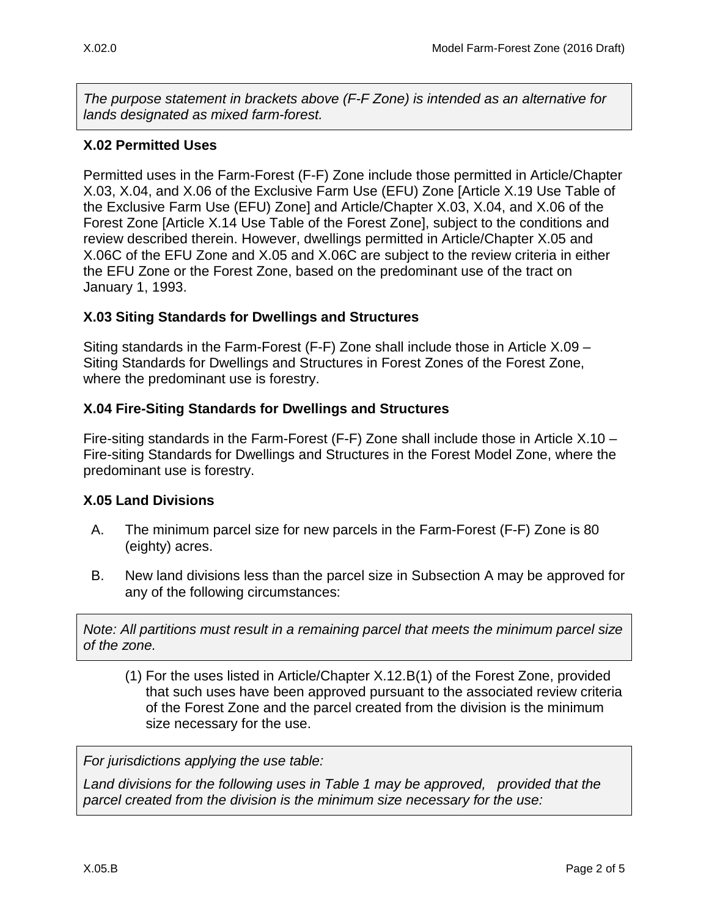*The purpose statement in brackets above (F-F Zone) is intended as an alternative for lands designated as mixed farm-forest.*

### X.02 Permitted Uses

Permitted uses in the Farm-Forest (F-F) Zone include those permitted in Article/Chapter X.03, X.04, and X.06 of the Exclusive Farm Use (EFU) Zone [Article X.19 Use Table of the Exclusive Farm Use (EFU) Zone] and Article/Chapter X.03, X.04, and X.06 of the Forest Zone [Article X.14 Use Table of the Forest Zone], subject to the conditions and review described therein. However, dwellings permitted in Article/Chapter X.05 and X.06C of the EFU Zone and X.05 and X.06C are subject to the review criteria in either the EFU Zone or the Forest Zone, based on the predominant use of the tract on January 1, 1993.

### X.03 Siting Standards for Dwellings and Structures

Siting standards in the Farm-Forest (F-F) Zone shall include those in Article X.09 – Siting Standards for Dwellings and Structures in Forest Zones of the Forest Zone, where the predominant use is forestry.

### X.04 Fire-Siting Standards for Dwellings and Structures

Fire-siting standards in the Farm-Forest (F-F) Zone shall include those in Article X.10 – Fire-siting Standards for Dwellings and Structures in the Forest Model Zone, where the predominant use is forestry.

### X.05 Land Divisions

A. The minimum parcel size for new parcels in the Farm-Forest (F-F) Zone is 80 (eighty) acres.

B. New land divisions less than the parcel size in Subsection A may be approved for any of the following circumstances:

*Note: All partitions must result in a remaining parcel that meets the minimum parcel size of the zone.*

(1) For the uses listed in Article/Chapter X.12.B(1) of the Forest Zone, provided that such uses have been approved pursuant to the associated review criteria of the Forest Zone and the parcel created from the division is the minimum size necessary for the use.

*For jurisdictions applying the use table:*

*Land divisions for the following uses in Table 1 may be approved, provided that the parcel created from the division is the minimum size necessary for the use:*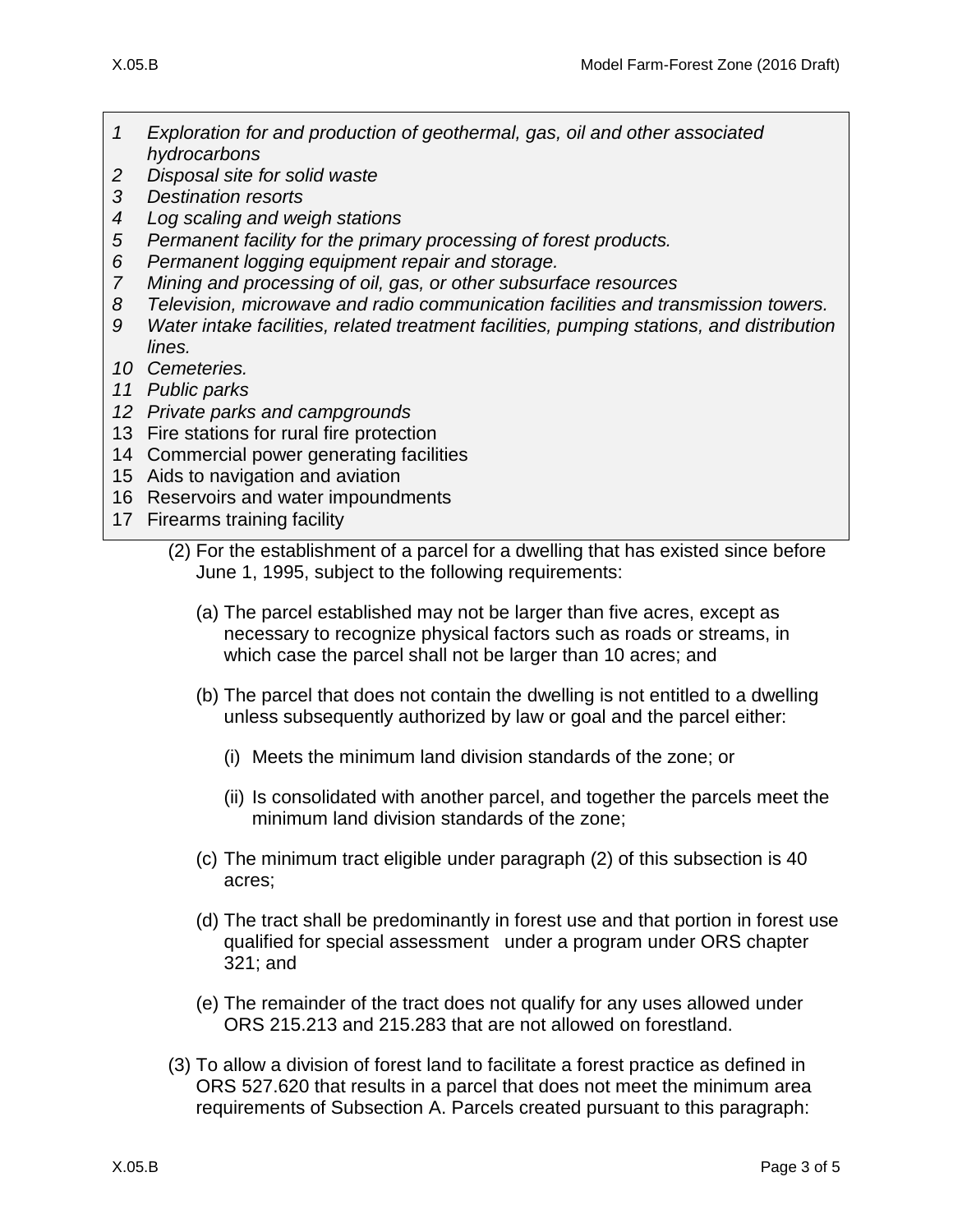1 *Exploration for and production of geothermal, gas, oil and other associated hydrocarbons*
2 *Disposal site for solid waste*
3 *Destination resorts*
4 *Log scaling and weigh stations*
5 *Permanent facility for the primary processing of forest products.*
6 *Permanent logging equipment repair and storage.*
7 *Mining and processing of oil, gas, or other subsurface resources*
8 *Television, microwave and radio communication facilities and transmission towers.*
9 *Water intake facilities, related treatment facilities, pumping stations, and distribution lines.*
10 *Cemeteries.*
11 *Public parks*
12 *Private parks and campgrounds*
13 Fire stations for rural fire protection
14 Commercial power generating facilities
15 Aids to navigation and aviation
16 Reservoirs and water impoundments
17 Firearms training facility

(2) For the establishment of a parcel for a dwelling that has existed since before June 1, 1995, subject to the following requirements:

(a) The parcel established may not be larger than five acres, except as necessary to recognize physical factors such as roads or streams, in which case the parcel shall not be larger than 10 acres; and

(b) The parcel that does not contain the dwelling is not entitled to a dwelling unless subsequently authorized by law or goal and the parcel either:

(i) Meets the minimum land division standards of the zone; or

(ii) Is consolidated with another parcel, and together the parcels meet the minimum land division standards of the zone;

(c) The minimum tract eligible under paragraph (2) of this subsection is 40 acres;

(d) The tract shall be predominantly in forest use and that portion in forest use qualified for special assessment under a program under ORS chapter 321; and

(e) The remainder of the tract does not qualify for any uses allowed under ORS 215.213 and 215.283 that are not allowed on forestland.

(3) To allow a division of forest land to facilitate a forest practice as defined in ORS 527.620 that results in a parcel that does not meet the minimum area requirements of Subsection A. Parcels created pursuant to this paragraph: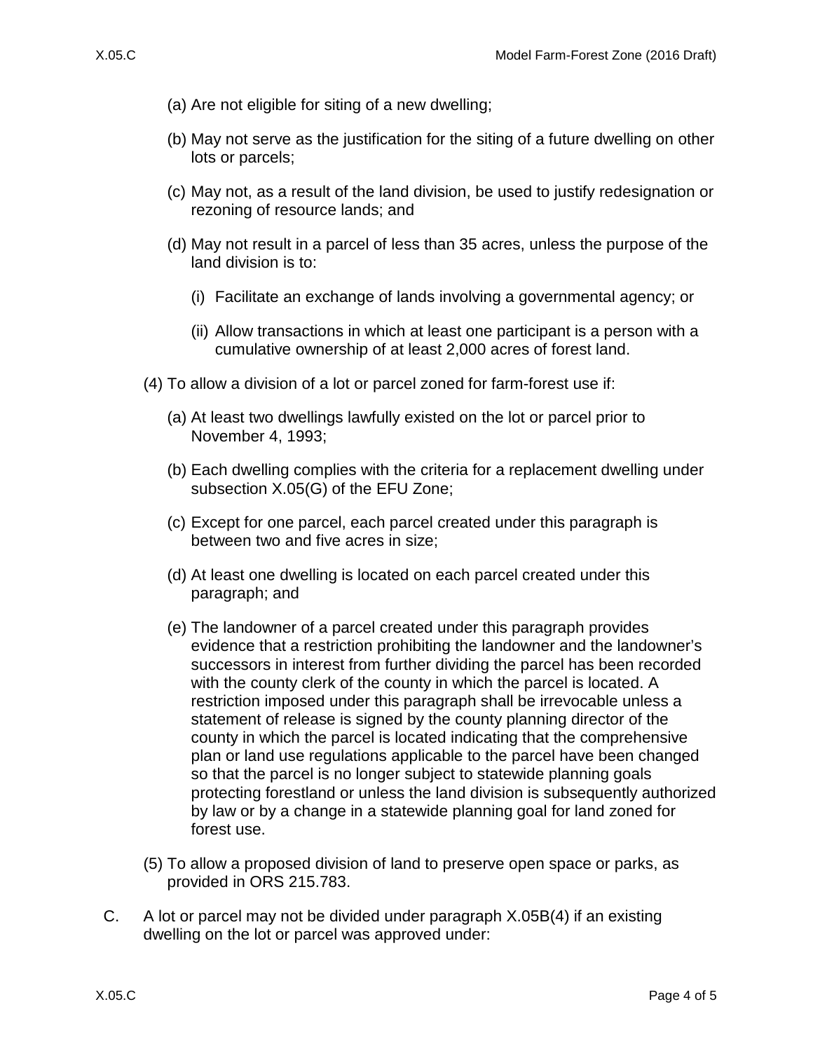(a) Are not eligible for siting of a new dwelling;

(b) May not serve as the justification for the siting of a future dwelling on other lots or parcels;

(c) May not, as a result of the land division, be used to justify redesignation or rezoning of resource lands; and

(d) May not result in a parcel of less than 35 acres, unless the purpose of the land division is to:

(i) Facilitate an exchange of lands involving a governmental agency; or

(ii) Allow transactions in which at least one participant is a person with a cumulative ownership of at least 2,000 acres of forest land.

(4) To allow a division of a lot or parcel zoned for farm-forest use if:

(a) At least two dwellings lawfully existed on the lot or parcel prior to November 4, 1993;

(b) Each dwelling complies with the criteria for a replacement dwelling under subsection X.05(G) of the EFU Zone;

(c) Except for one parcel, each parcel created under this paragraph is between two and five acres in size;

(d) At least one dwelling is located on each parcel created under this paragraph; and

(e) The landowner of a parcel created under this paragraph provides evidence that a restriction prohibiting the landowner and the landowner's successors in interest from further dividing the parcel has been recorded with the county clerk of the county in which the parcel is located. A restriction imposed under this paragraph shall be irrevocable unless a statement of release is signed by the county planning director of the county in which the parcel is located indicating that the comprehensive plan or land use regulations applicable to the parcel have been changed so that the parcel is no longer subject to statewide planning goals protecting forestland or unless the land division is subsequently authorized by law or by a change in a statewide planning goal for land zoned for forest use.

(5) To allow a proposed division of land to preserve open space or parks, as provided in ORS 215.783.

C. A lot or parcel may not be divided under paragraph X.05B(4) if an existing dwelling on the lot or parcel was approved under: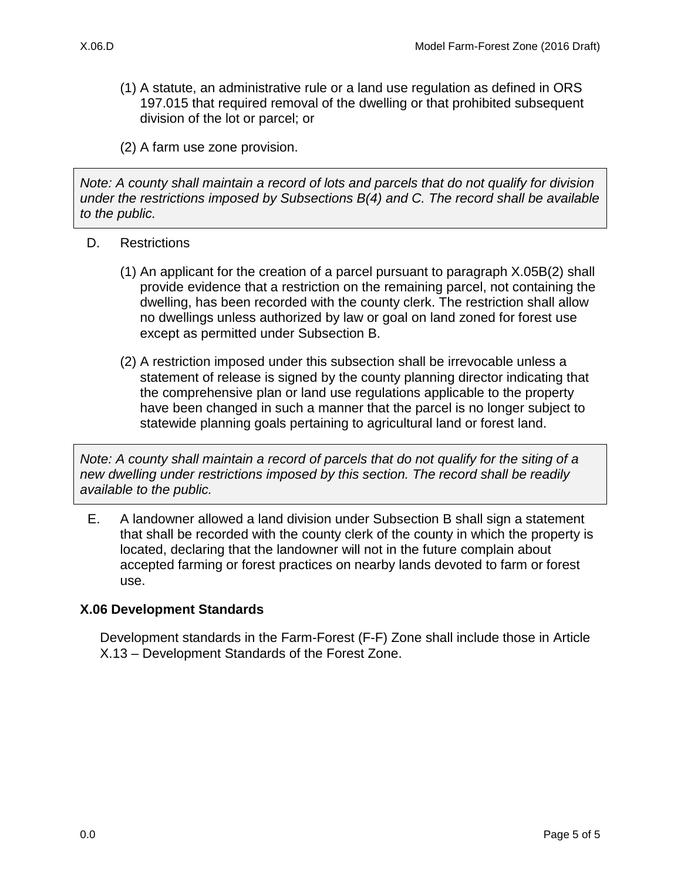(1) A statute, an administrative rule or a land use regulation as defined in ORS 197.015 that required removal of the dwelling or that prohibited subsequent division of the lot or parcel; or

(2) A farm use zone provision.

> *Note: A county shall maintain a record of lots and parcels that do not qualify for division under the restrictions imposed by Subsections B(4) and C. The record shall be available to the public.*

D. Restrictions

(1) An applicant for the creation of a parcel pursuant to paragraph X.05B(2) shall provide evidence that a restriction on the remaining parcel, not containing the dwelling, has been recorded with the county clerk. The restriction shall allow no dwellings unless authorized by law or goal on land zoned for forest use except as permitted under Subsection B.

(2) A restriction imposed under this subsection shall be irrevocable unless a statement of release is signed by the county planning director indicating that the comprehensive plan or land use regulations applicable to the property have been changed in such a manner that the parcel is no longer subject to statewide planning goals pertaining to agricultural land or forest land.

> *Note: A county shall maintain a record of parcels that do not qualify for the siting of a new dwelling under restrictions imposed by this section. The record shall be readily available to the public.*

E. A landowner allowed a land division under Subsection B shall sign a statement that shall be recorded with the county clerk of the county in which the property is located, declaring that the landowner will not in the future complain about accepted farming or forest practices on nearby lands devoted to farm or forest use.

**X.06 Development Standards**

Development standards in the Farm-Forest (F-F) Zone shall include those in Article X.13 – Development Standards of the Forest Zone.